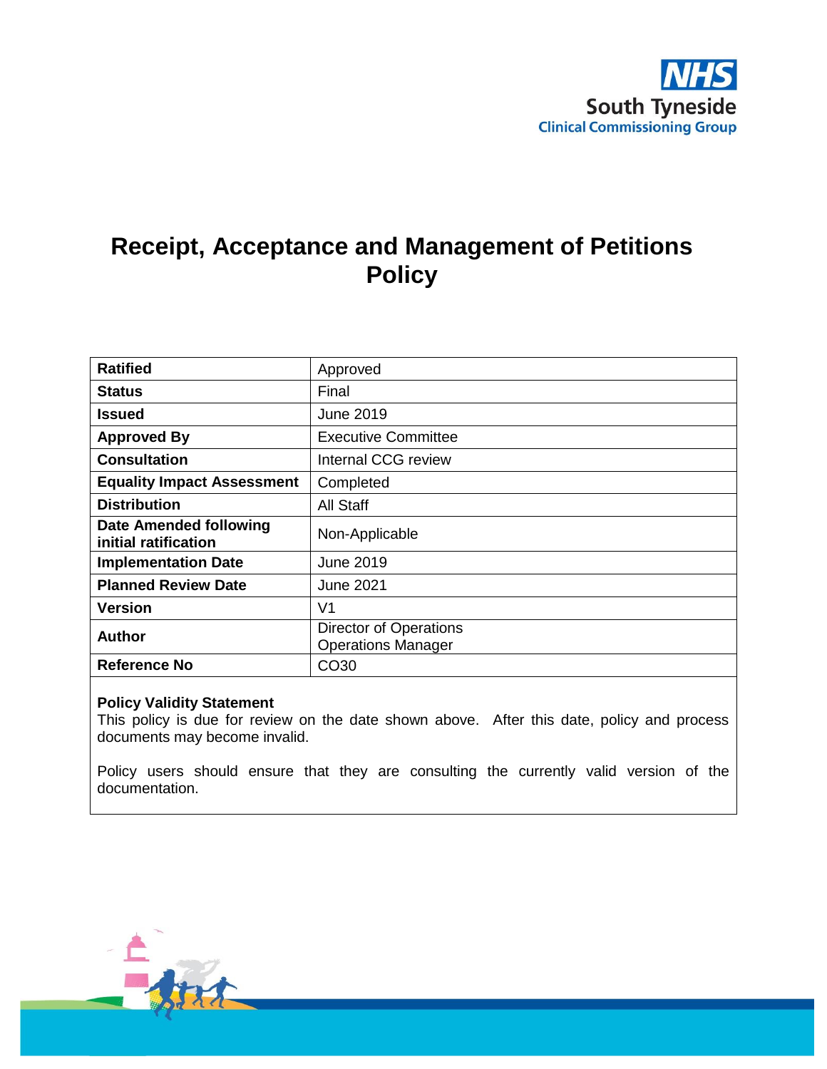NHS South Tyneside Clinical Commissioning Group

# Receipt, Acceptance and Management of Petitions Policy

| **Ratified** | Approved |
| --- | --- |
| **Status** | Final |
| **Issued** | June 2019 |
| **Approved By** | Executive Committee |
| **Consultation** | Internal CCG review |
| **Equality Impact Assessment** | Completed |
| **Distribution** | All Staff |
| **Date Amended following initial ratification** | Non-Applicable |
| **Implementation Date** | June 2019 |
| **Planned Review Date** | June 2021 |
| **Version** | V1 |
| **Author** | Director of Operations<br>Operations Manager |
| **Reference No** | CO30 |

**Policy Validity Statement**
This policy is due for review on the date shown above. After this date, policy and process documents may become invalid.

Policy users should ensure that they are consulting the currently valid version of the documentation.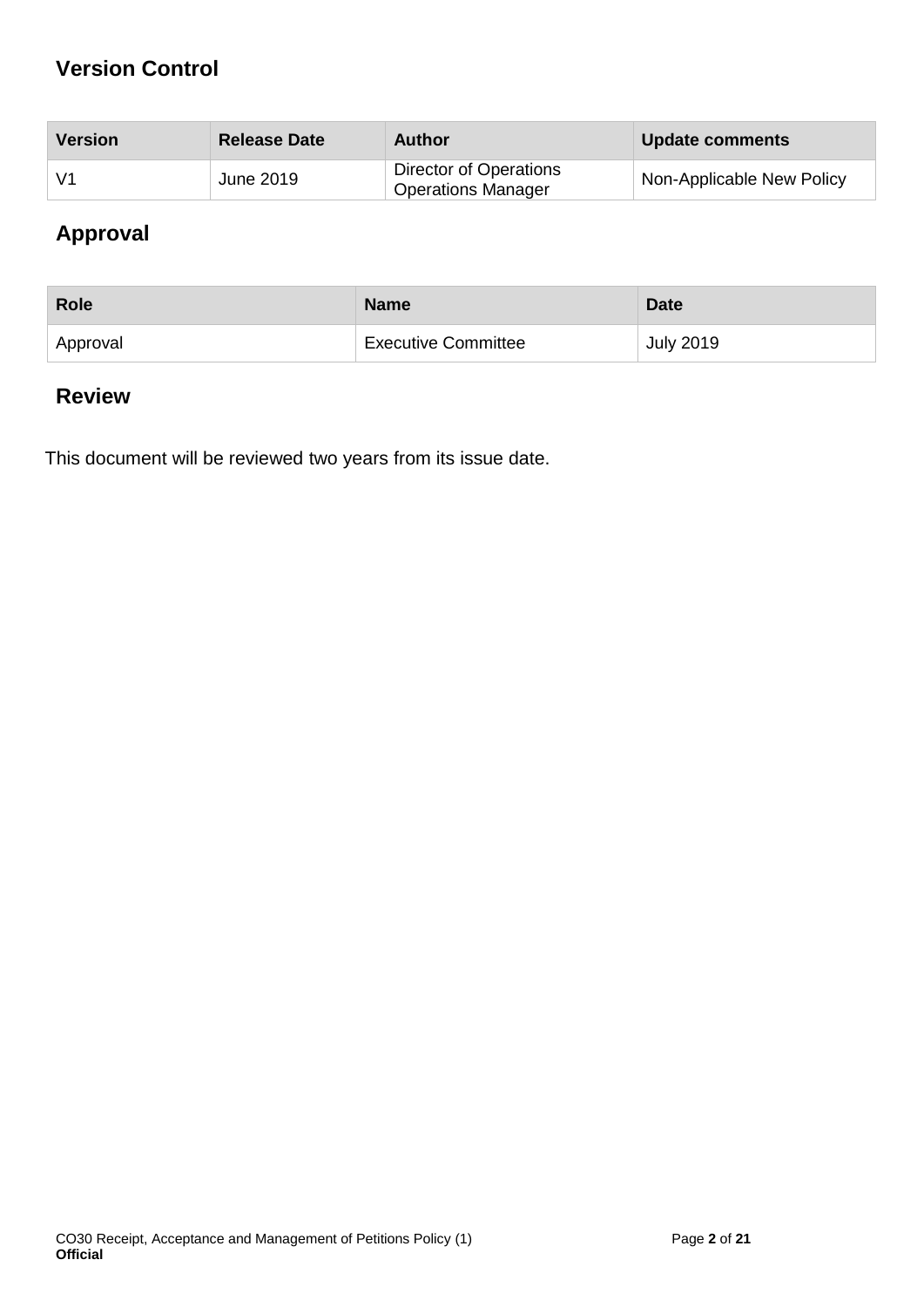## Version Control

| Version | Release Date | Author | Update comments |
|---|---|---|---|
| V1 | June 2019 | Director of Operations<br>Operations Manager | Non-Applicable New Policy |

## Approval

| Role | Name | Date |
|---|---|---|
| Approval | Executive Committee | July 2019 |

## Review

This document will be reviewed two years from its issue date.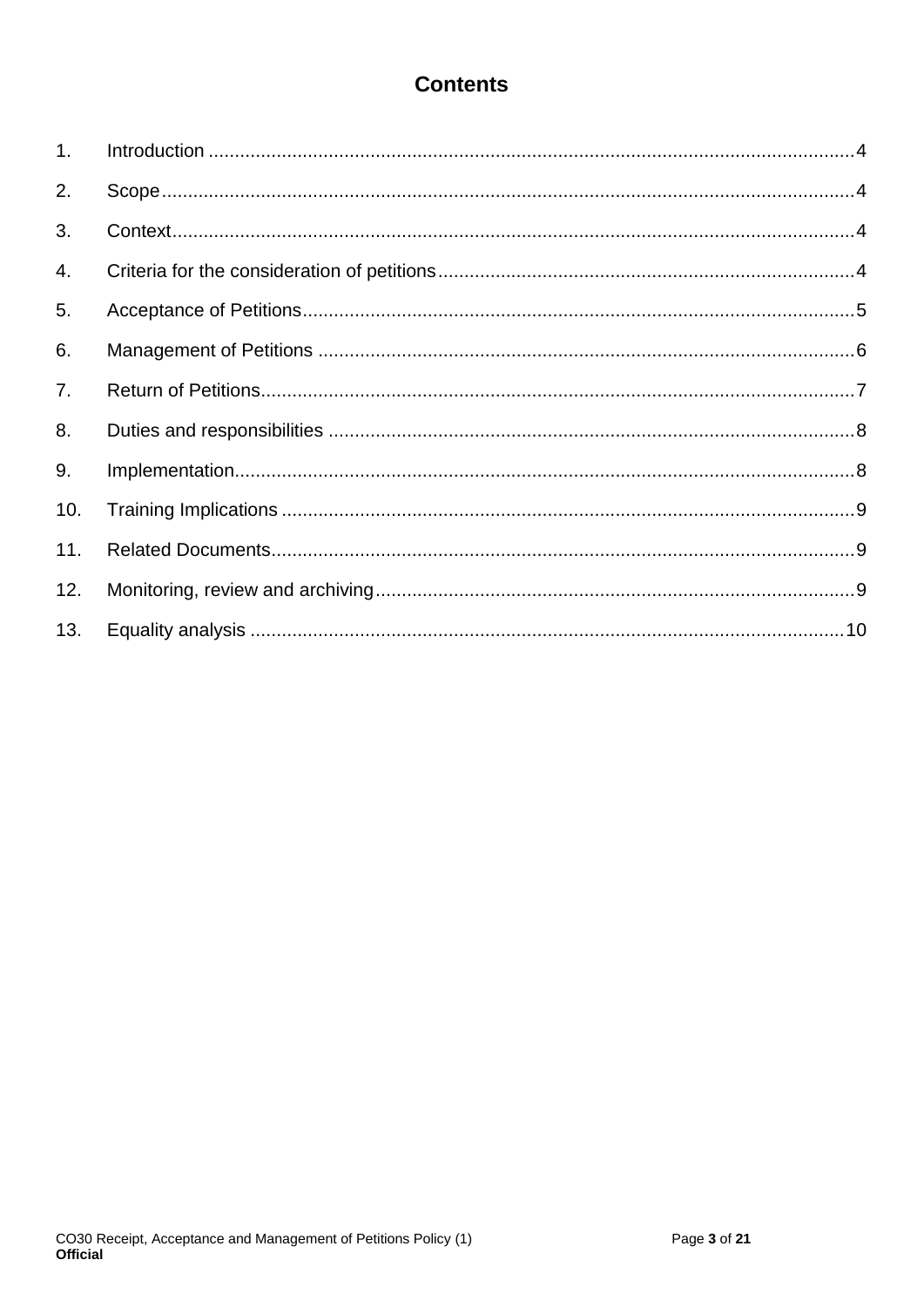# Contents

1. Introduction ....................................................................................................................... 4
2. Scope ................................................................................................................................. 4
3. Context ............................................................................................................................... 4
4. Criteria for the consideration of petitions ............................................................................... 4
5. Acceptance of Petitions ......................................................................................................... 5
6. Management of Petitions ...................................................................................................... 6
7. Return of Petitions ................................................................................................................ 7
8. Duties and responsibilities .................................................................................................... 8
9. Implementation ..................................................................................................................... 8
10. Training Implications ............................................................................................................ 9
11. Related Documents .............................................................................................................. 9
12. Monitoring, review and archiving ........................................................................................... 9
13. Equality analysis ................................................................................................................. 10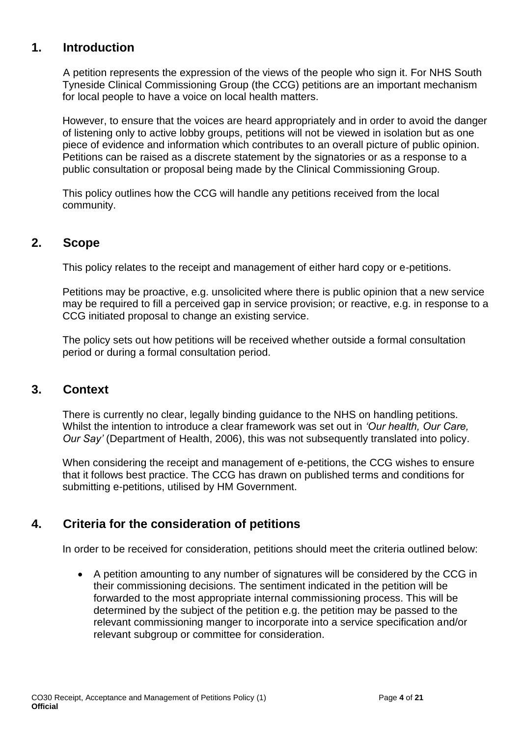## 1. Introduction

A petition represents the expression of the views of the people who sign it. For NHS South Tyneside Clinical Commissioning Group (the CCG) petitions are an important mechanism for local people to have a voice on local health matters.

However, to ensure that the voices are heard appropriately and in order to avoid the danger of listening only to active lobby groups, petitions will not be viewed in isolation but as one piece of evidence and information which contributes to an overall picture of public opinion. Petitions can be raised as a discrete statement by the signatories or as a response to a public consultation or proposal being made by the Clinical Commissioning Group.

This policy outlines how the CCG will handle any petitions received from the local community.

## 2. Scope

This policy relates to the receipt and management of either hard copy or e-petitions.

Petitions may be proactive, e.g. unsolicited where there is public opinion that a new service may be required to fill a perceived gap in service provision; or reactive, e.g. in response to a CCG initiated proposal to change an existing service.

The policy sets out how petitions will be received whether outside a formal consultation period or during a formal consultation period.

## 3. Context

There is currently no clear, legally binding guidance to the NHS on handling petitions. Whilst the intention to introduce a clear framework was set out in *'Our health, Our Care, Our Say'* (Department of Health, 2006), this was not subsequently translated into policy.

When considering the receipt and management of e-petitions, the CCG wishes to ensure that it follows best practice. The CCG has drawn on published terms and conditions for submitting e-petitions, utilised by HM Government.

## 4. Criteria for the consideration of petitions

In order to be received for consideration, petitions should meet the criteria outlined below:

- A petition amounting to any number of signatures will be considered by the CCG in their commissioning decisions. The sentiment indicated in the petition will be forwarded to the most appropriate internal commissioning process. This will be determined by the subject of the petition e.g. the petition may be passed to the relevant commissioning manger to incorporate into a service specification and/or relevant subgroup or committee for consideration.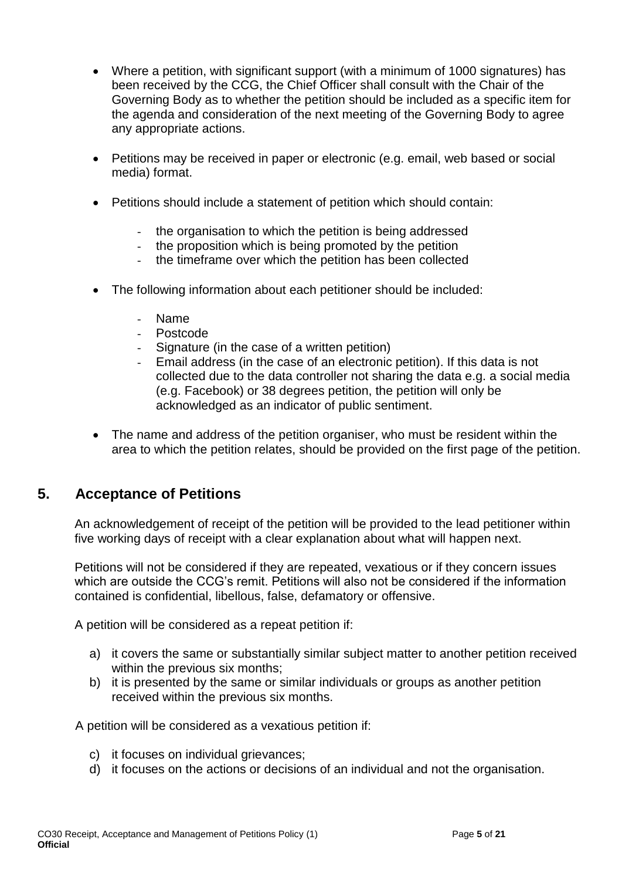- Where a petition, with significant support (with a minimum of 1000 signatures) has been received by the CCG, the Chief Officer shall consult with the Chair of the Governing Body as to whether the petition should be included as a specific item for the agenda and consideration of the next meeting of the Governing Body to agree any appropriate actions.

- Petitions may be received in paper or electronic (e.g. email, web based or social media) format.

- Petitions should include a statement of petition which should contain:

  - the organisation to which the petition is being addressed
  - the proposition which is being promoted by the petition
  - the timeframe over which the petition has been collected

- The following information about each petitioner should be included:

  - Name
  - Postcode
  - Signature (in the case of a written petition)
  - Email address (in the case of an electronic petition). If this data is not collected due to the data controller not sharing the data e.g. a social media (e.g. Facebook) or 38 degrees petition, the petition will only be acknowledged as an indicator of public sentiment.

- The name and address of the petition organiser, who must be resident within the area to which the petition relates, should be provided on the first page of the petition.

## 5. Acceptance of Petitions

An acknowledgement of receipt of the petition will be provided to the lead petitioner within five working days of receipt with a clear explanation about what will happen next.

Petitions will not be considered if they are repeated, vexatious or if they concern issues which are outside the CCG's remit. Petitions will also not be considered if the information contained is confidential, libellous, false, defamatory or offensive.

A petition will be considered as a repeat petition if:

a) it covers the same or substantially similar subject matter to another petition received within the previous six months;
b) it is presented by the same or similar individuals or groups as another petition received within the previous six months.

A petition will be considered as a vexatious petition if:

c) it focuses on individual grievances;
d) it focuses on the actions or decisions of an individual and not the organisation.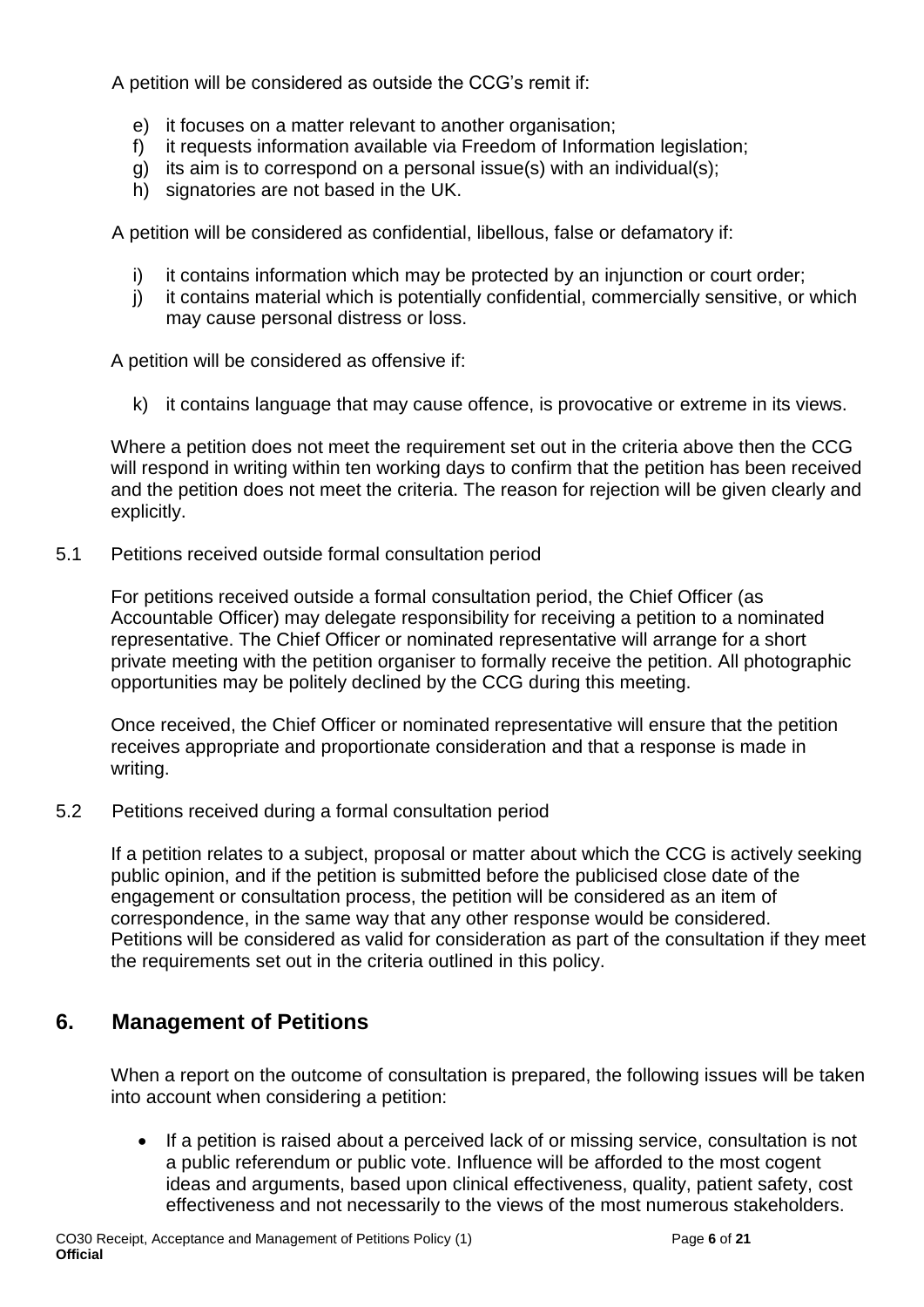A petition will be considered as outside the CCG's remit if:

e) it focuses on a matter relevant to another organisation;
f) it requests information available via Freedom of Information legislation;
g) its aim is to correspond on a personal issue(s) with an individual(s);
h) signatories are not based in the UK.

A petition will be considered as confidential, libellous, false or defamatory if:

i) it contains information which may be protected by an injunction or court order;
j) it contains material which is potentially confidential, commercially sensitive, or which may cause personal distress or loss.

A petition will be considered as offensive if:

k) it contains language that may cause offence, is provocative or extreme in its views.

Where a petition does not meet the requirement set out in the criteria above then the CCG will respond in writing within ten working days to confirm that the petition has been received and the petition does not meet the criteria. The reason for rejection will be given clearly and explicitly.

5.1 Petitions received outside formal consultation period

For petitions received outside a formal consultation period, the Chief Officer (as Accountable Officer) may delegate responsibility for receiving a petition to a nominated representative. The Chief Officer or nominated representative will arrange for a short private meeting with the petition organiser to formally receive the petition. All photographic opportunities may be politely declined by the CCG during this meeting.

Once received, the Chief Officer or nominated representative will ensure that the petition receives appropriate and proportionate consideration and that a response is made in writing.

5.2 Petitions received during a formal consultation period

If a petition relates to a subject, proposal or matter about which the CCG is actively seeking public opinion, and if the petition is submitted before the publicised close date of the engagement or consultation process, the petition will be considered as an item of correspondence, in the same way that any other response would be considered. Petitions will be considered as valid for consideration as part of the consultation if they meet the requirements set out in the criteria outlined in this policy.

## 6. Management of Petitions

When a report on the outcome of consultation is prepared, the following issues will be taken into account when considering a petition:

- If a petition is raised about a perceived lack of or missing service, consultation is not a public referendum or public vote. Influence will be afforded to the most cogent ideas and arguments, based upon clinical effectiveness, quality, patient safety, cost effectiveness and not necessarily to the views of the most numerous stakeholders.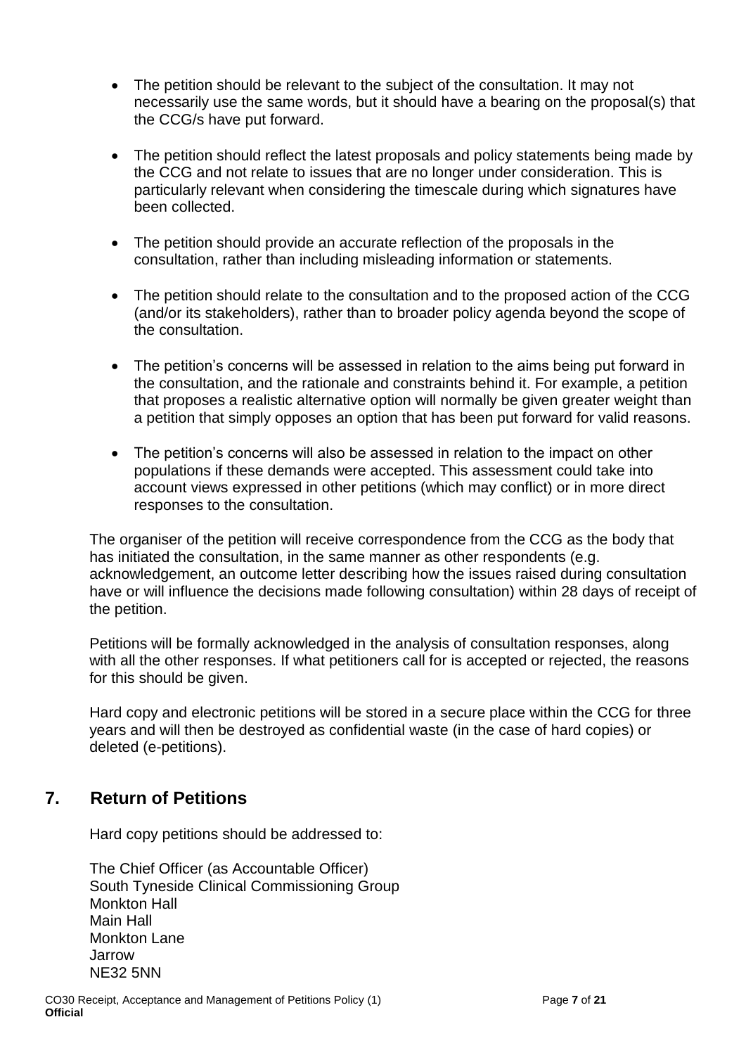- The petition should be relevant to the subject of the consultation. It may not necessarily use the same words, but it should have a bearing on the proposal(s) that the CCG/s have put forward.
- The petition should reflect the latest proposals and policy statements being made by the CCG and not relate to issues that are no longer under consideration. This is particularly relevant when considering the timescale during which signatures have been collected.
- The petition should provide an accurate reflection of the proposals in the consultation, rather than including misleading information or statements.
- The petition should relate to the consultation and to the proposed action of the CCG (and/or its stakeholders), rather than to broader policy agenda beyond the scope of the consultation.
- The petition's concerns will be assessed in relation to the aims being put forward in the consultation, and the rationale and constraints behind it. For example, a petition that proposes a realistic alternative option will normally be given greater weight than a petition that simply opposes an option that has been put forward for valid reasons.
- The petition's concerns will also be assessed in relation to the impact on other populations if these demands were accepted. This assessment could take into account views expressed in other petitions (which may conflict) or in more direct responses to the consultation.

The organiser of the petition will receive correspondence from the CCG as the body that has initiated the consultation, in the same manner as other respondents (e.g. acknowledgement, an outcome letter describing how the issues raised during consultation have or will influence the decisions made following consultation) within 28 days of receipt of the petition.

Petitions will be formally acknowledged in the analysis of consultation responses, along with all the other responses. If what petitioners call for is accepted or rejected, the reasons for this should be given.

Hard copy and electronic petitions will be stored in a secure place within the CCG for three years and will then be destroyed as confidential waste (in the case of hard copies) or deleted (e-petitions).

## 7. Return of Petitions

Hard copy petitions should be addressed to:

The Chief Officer (as Accountable Officer)
South Tyneside Clinical Commissioning Group
Monkton Hall
Main Hall
Monkton Lane
Jarrow
NE32 5NN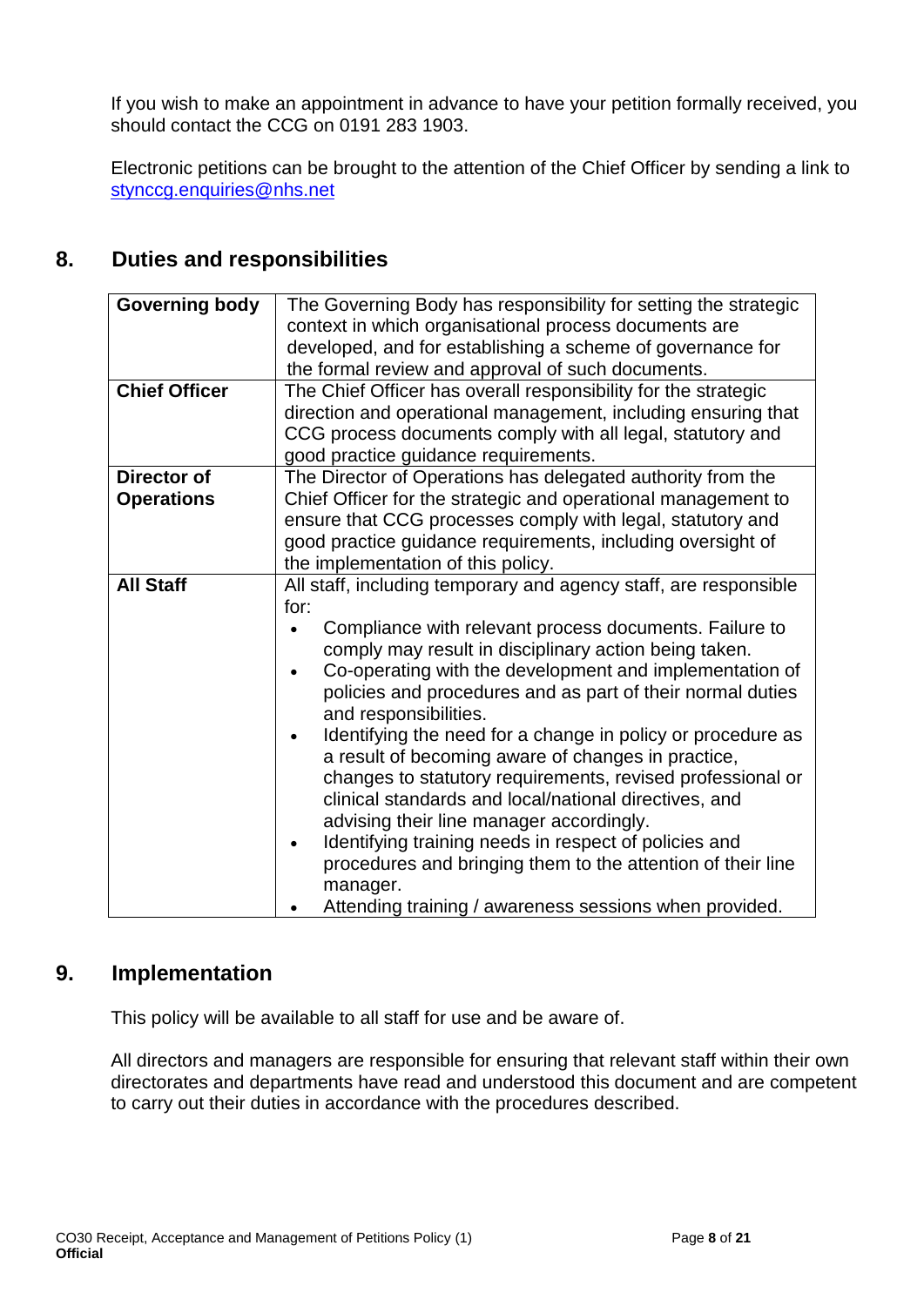If you wish to make an appointment in advance to have your petition formally received, you should contact the CCG on 0191 283 1903.

Electronic petitions can be brought to the attention of the Chief Officer by sending a link to stynccg.enquiries@nhs.net

## 8. Duties and responsibilities

| | |
|---|---|
| **Governing body** | The Governing Body has responsibility for setting the strategic context in which organisational process documents are developed, and for establishing a scheme of governance for the formal review and approval of such documents. |
| **Chief Officer** | The Chief Officer has overall responsibility for the strategic direction and operational management, including ensuring that CCG process documents comply with all legal, statutory and good practice guidance requirements. |
| **Director of Operations** | The Director of Operations has delegated authority from the Chief Officer for the strategic and operational management to ensure that CCG processes comply with legal, statutory and good practice guidance requirements, including oversight of the implementation of this policy. |
| **All Staff** | All staff, including temporary and agency staff, are responsible for:<br>• Compliance with relevant process documents. Failure to comply may result in disciplinary action being taken.<br>• Co-operating with the development and implementation of policies and procedures and as part of their normal duties and responsibilities.<br>• Identifying the need for a change in policy or procedure as a result of becoming aware of changes in practice, changes to statutory requirements, revised professional or clinical standards and local/national directives, and advising their line manager accordingly.<br>• Identifying training needs in respect of policies and procedures and bringing them to the attention of their line manager.<br>• Attending training / awareness sessions when provided. |

## 9. Implementation

This policy will be available to all staff for use and be aware of.

All directors and managers are responsible for ensuring that relevant staff within their own directorates and departments have read and understood this document and are competent to carry out their duties in accordance with the procedures described.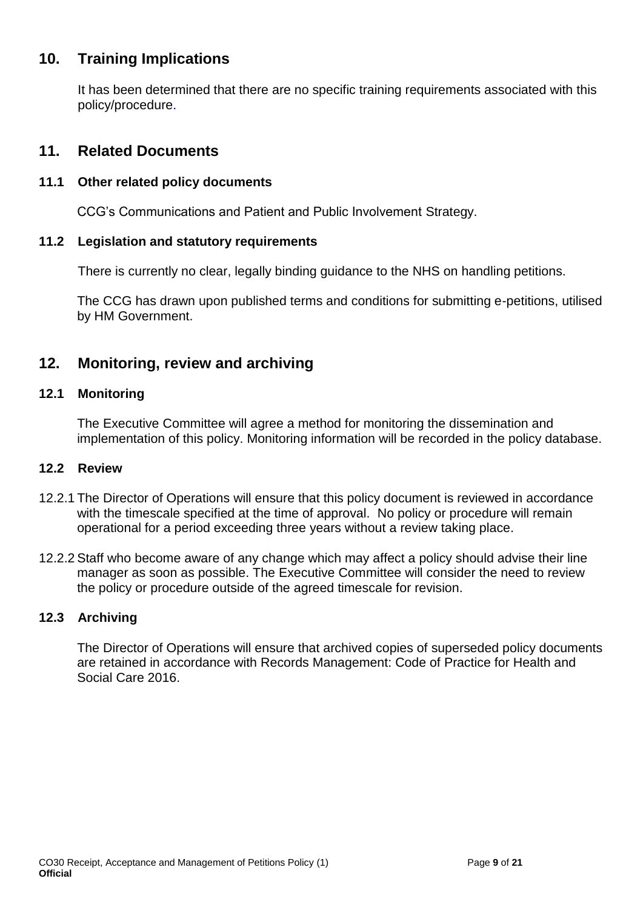## 10. Training Implications

It has been determined that there are no specific training requirements associated with this policy/procedure.

## 11. Related Documents

### 11.1 Other related policy documents

CCG's Communications and Patient and Public Involvement Strategy.

### 11.2 Legislation and statutory requirements

There is currently no clear, legally binding guidance to the NHS on handling petitions.

The CCG has drawn upon published terms and conditions for submitting e-petitions, utilised by HM Government.

## 12. Monitoring, review and archiving

### 12.1 Monitoring

The Executive Committee will agree a method for monitoring the dissemination and implementation of this policy. Monitoring information will be recorded in the policy database.

### 12.2 Review

12.2.1 The Director of Operations will ensure that this policy document is reviewed in accordance with the timescale specified at the time of approval. No policy or procedure will remain operational for a period exceeding three years without a review taking place.

12.2.2 Staff who become aware of any change which may affect a policy should advise their line manager as soon as possible. The Executive Committee will consider the need to review the policy or procedure outside of the agreed timescale for revision.

### 12.3 Archiving

The Director of Operations will ensure that archived copies of superseded policy documents are retained in accordance with Records Management: Code of Practice for Health and Social Care 2016.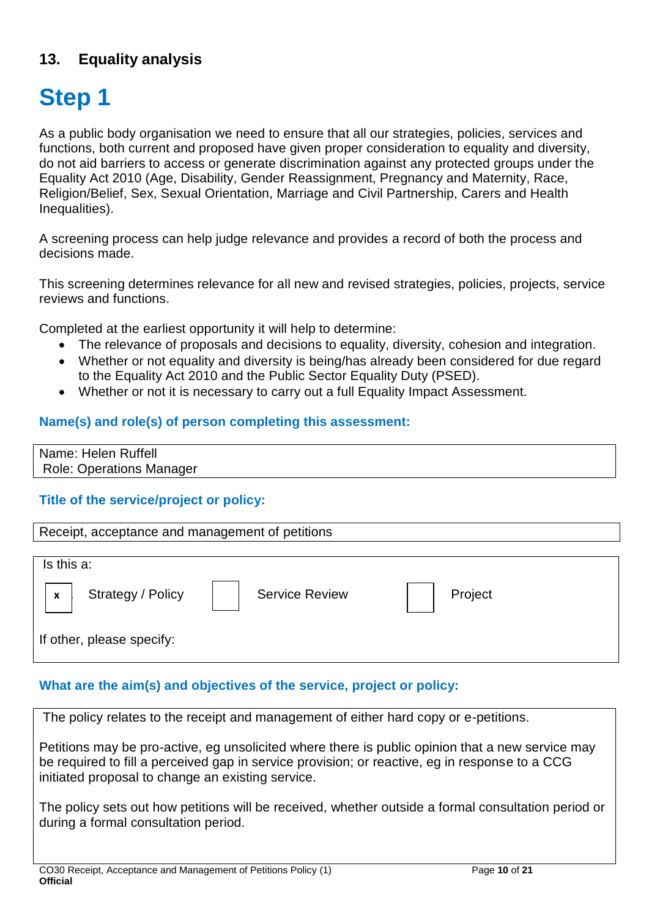## 13. Equality analysis

# Step 1

As a public body organisation we need to ensure that all our strategies, policies, services and functions, both current and proposed have given proper consideration to equality and diversity, do not aid barriers to access or generate discrimination against any protected groups under the Equality Act 2010 (Age, Disability, Gender Reassignment, Pregnancy and Maternity, Race, Religion/Belief, Sex, Sexual Orientation, Marriage and Civil Partnership, Carers and Health Inequalities).

A screening process can help judge relevance and provides a record of both the process and decisions made.

This screening determines relevance for all new and revised strategies, policies, projects, service reviews and functions.

Completed at the earliest opportunity it will help to determine:

- The relevance of proposals and decisions to equality, diversity, cohesion and integration.
- Whether or not equality and diversity is being/has already been considered for due regard to the Equality Act 2010 and the Public Sector Equality Duty (PSED).
- Whether or not it is necessary to carry out a full Equality Impact Assessment.

### Name(s) and role(s) of person completing this assessment:

| Name: Helen Ruffell<br>Role: Operations Manager |
|---|

### Title of the service/project or policy:

| Receipt, acceptance and management of petitions |
|---|

| Is this a: | | | | | |
|---|---|---|---|---|---|
| x | Strategy / Policy | | Service Review | | Project |
| If other, please specify: | | | | | |

### What are the aim(s) and objectives of the service, project or policy:

The policy relates to the receipt and management of either hard copy or e-petitions.

Petitions may be pro-active, eg unsolicited where there is public opinion that a new service may be required to fill a perceived gap in service provision; or reactive, eg in response to a CCG initiated proposal to change an existing service.

The policy sets out how petitions will be received, whether outside a formal consultation period or during a formal consultation period.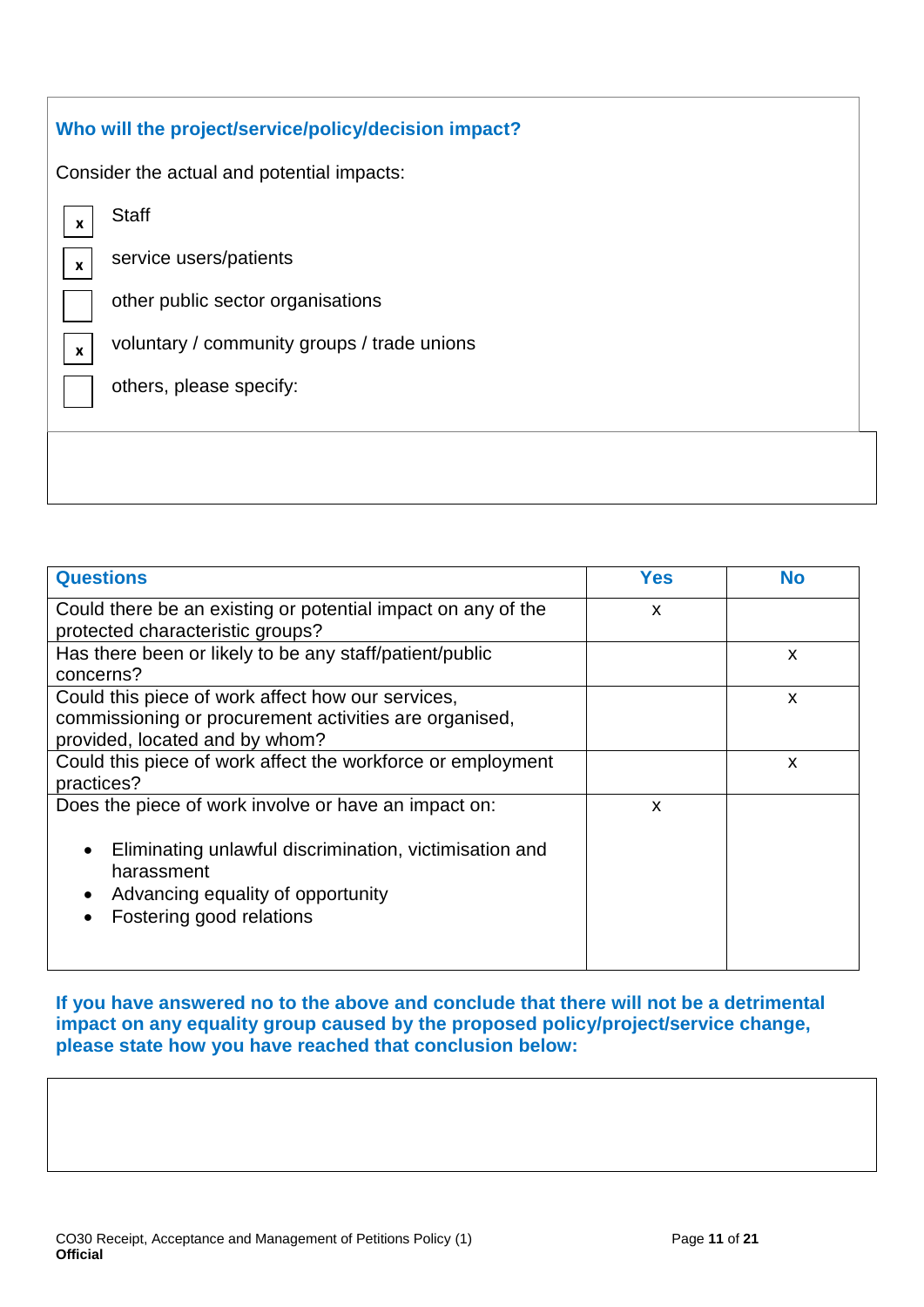### Who will the project/service/policy/decision impact?

Consider the actual and potential impacts:

- [x] Staff
- [x] service users/patients
- [ ] other public sector organisations
- [x] voluntary / community groups / trade unions
- [ ] others, please specify:

| Questions | Yes | No |
|---|---|---|
| Could there be an existing or potential impact on any of the protected characteristic groups? | x | |
| Has there been or likely to be any staff/patient/public concerns? | | x |
| Could this piece of work affect how our services, commissioning or procurement activities are organised, provided, located and by whom? | | x |
| Could this piece of work affect the workforce or employment practices? | | x |
| Does the piece of work involve or have an impact on:<br>• Eliminating unlawful discrimination, victimisation and harassment<br>• Advancing equality of opportunity<br>• Fostering good relations | x | |

**If you have answered no to the above and conclude that there will not be a detrimental impact on any equality group caused by the proposed policy/project/service change, please state how you have reached that conclusion below:**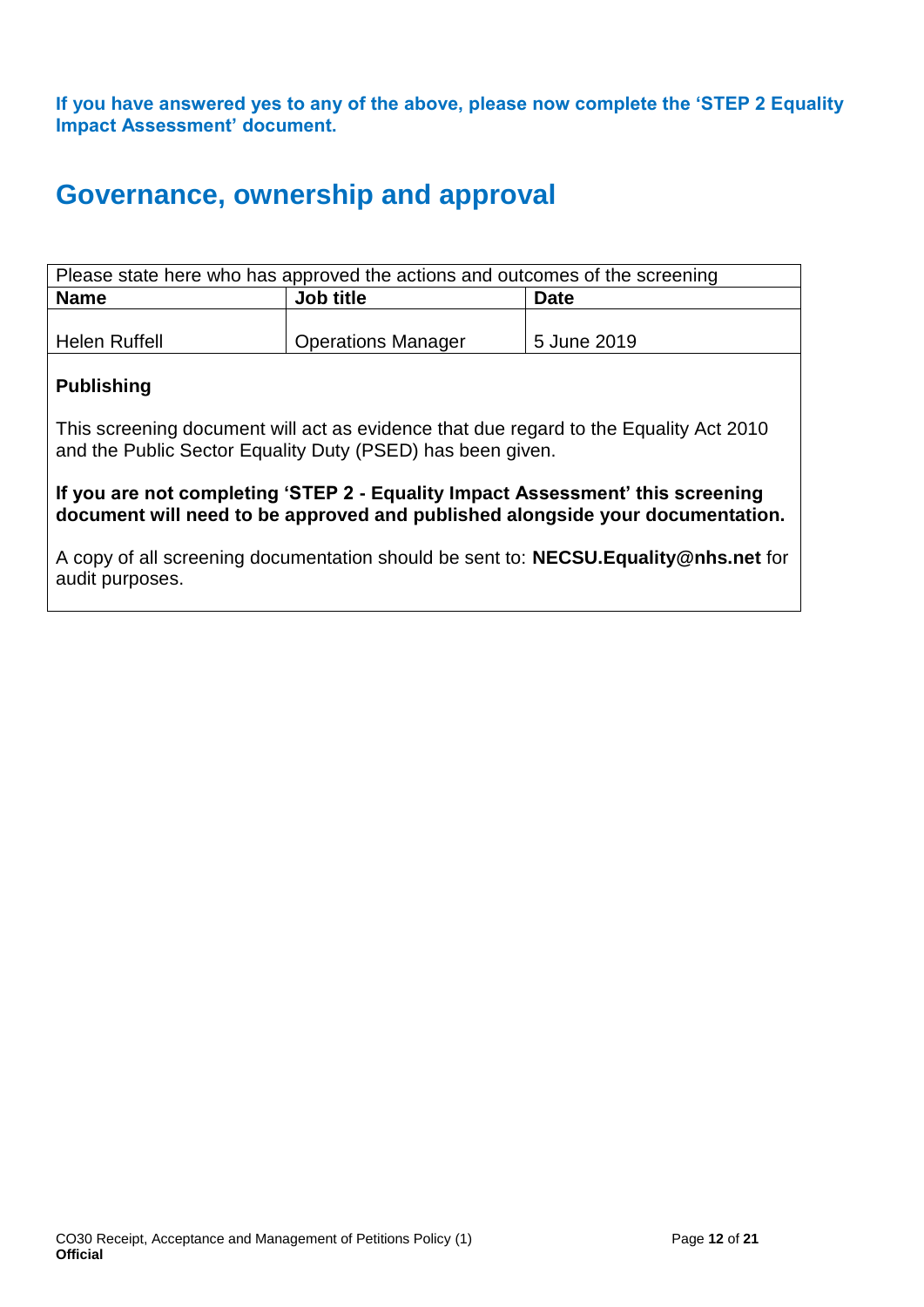**If you have answered yes to any of the above, please now complete the 'STEP 2 Equality Impact Assessment' document.**

## Governance, ownership and approval

| Please state here who has approved the actions and outcomes of the screening | | |
|---|---|---|
| **Name** | **Job title** | **Date** |
| Helen Ruffell | Operations Manager | 5 June 2019 |

**Publishing**

This screening document will act as evidence that due regard to the Equality Act 2010 and the Public Sector Equality Duty (PSED) has been given.

**If you are not completing 'STEP 2 - Equality Impact Assessment' this screening document will need to be approved and published alongside your documentation.**

A copy of all screening documentation should be sent to: **NECSU.Equality@nhs.net** for audit purposes.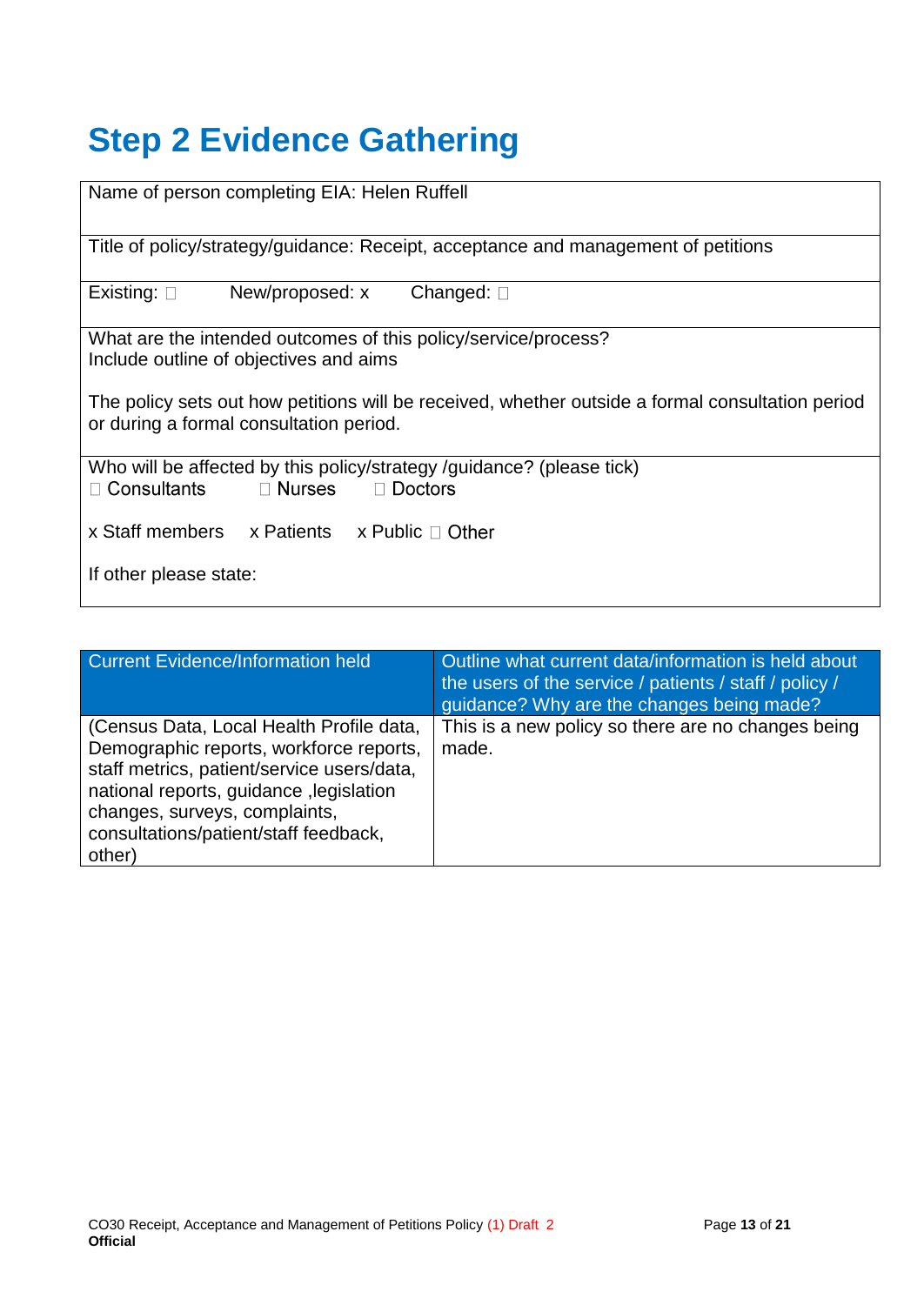# Step 2 Evidence Gathering

| Name of person completing EIA: Helen Ruffell |
|---|
| Title of policy/strategy/guidance: Receipt, acceptance and management of petitions |
| Existing: ☐ New/proposed: x Changed: ☐ |
| What are the intended outcomes of this policy/service/process?<br>Include outline of objectives and aims<br><br>The policy sets out how petitions will be received, whether outside a formal consultation period or during a formal consultation period. |
| Who will be affected by this policy/strategy /guidance? (please tick)<br>☐ Consultants ☐ Nurses ☐ Doctors<br><br>x Staff members x Patients x Public ☐ Other<br><br>If other please state: |

| Current Evidence/Information held | Outline what current data/information is held about the users of the service / patients / staff / policy / guidance? Why are the changes being made? |
|---|---|
| (Census Data, Local Health Profile data, Demographic reports, workforce reports, staff metrics, patient/service users/data, national reports, guidance ,legislation changes, surveys, complaints, consultations/patient/staff feedback, other) | This is a new policy so there are no changes being made. |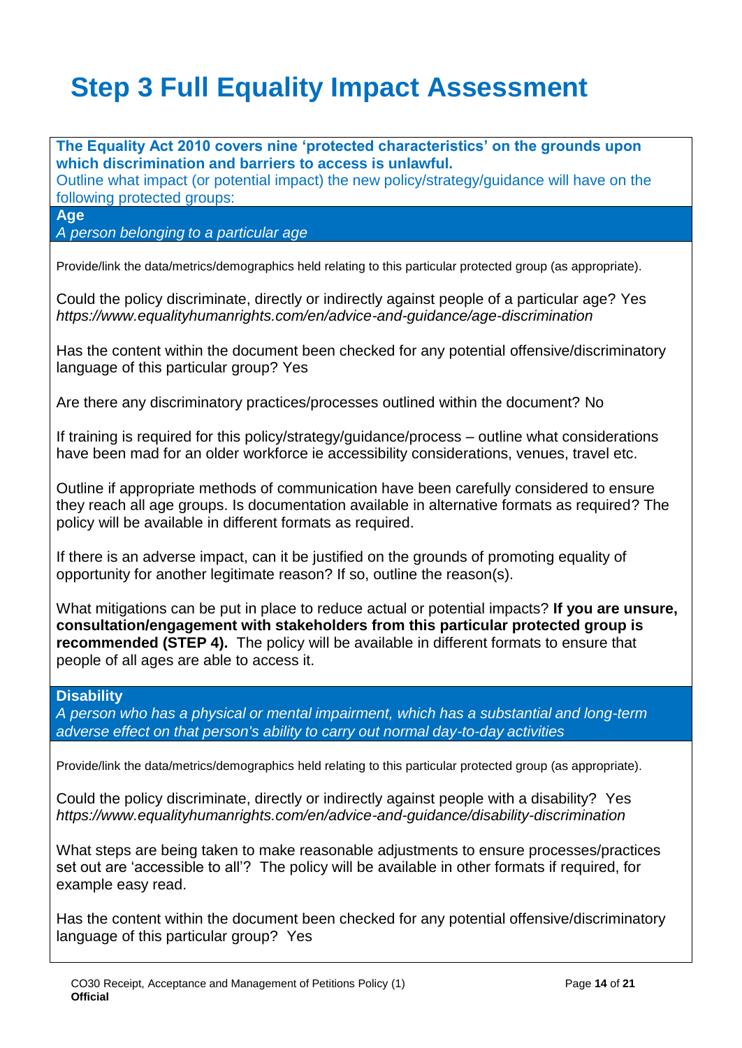# Step 3 Full Equality Impact Assessment

**The Equality Act 2010 covers nine 'protected characteristics' on the grounds upon which discrimination and barriers to access is unlawful.**

Outline what impact (or potential impact) the new policy/strategy/guidance will have on the following protected groups:

**Age**

*A person belonging to a particular age*

Provide/link the data/metrics/demographics held relating to this particular protected group (as appropriate).

Could the policy discriminate, directly or indirectly against people of a particular age? Yes
*https://www.equalityhumanrights.com/en/advice-and-guidance/age-discrimination*

Has the content within the document been checked for any potential offensive/discriminatory language of this particular group? Yes

Are there any discriminatory practices/processes outlined within the document? No

If training is required for this policy/strategy/guidance/process – outline what considerations have been mad for an older workforce ie accessibility considerations, venues, travel etc.

Outline if appropriate methods of communication have been carefully considered to ensure they reach all age groups. Is documentation available in alternative formats as required? The policy will be available in different formats as required.

If there is an adverse impact, can it be justified on the grounds of promoting equality of opportunity for another legitimate reason? If so, outline the reason(s).

What mitigations can be put in place to reduce actual or potential impacts? **If you are unsure, consultation/engagement with stakeholders from this particular protected group is recommended (STEP 4).** The policy will be available in different formats to ensure that people of all ages are able to access it.

**Disability**

*A person who has a physical or mental impairment, which has a substantial and long-term adverse effect on that person's ability to carry out normal day-to-day activities*

Provide/link the data/metrics/demographics held relating to this particular protected group (as appropriate).

Could the policy discriminate, directly or indirectly against people with a disability? Yes
*https://www.equalityhumanrights.com/en/advice-and-guidance/disability-discrimination*

What steps are being taken to make reasonable adjustments to ensure processes/practices set out are 'accessible to all'? The policy will be available in other formats if required, for example easy read.

Has the content within the document been checked for any potential offensive/discriminatory language of this particular group? Yes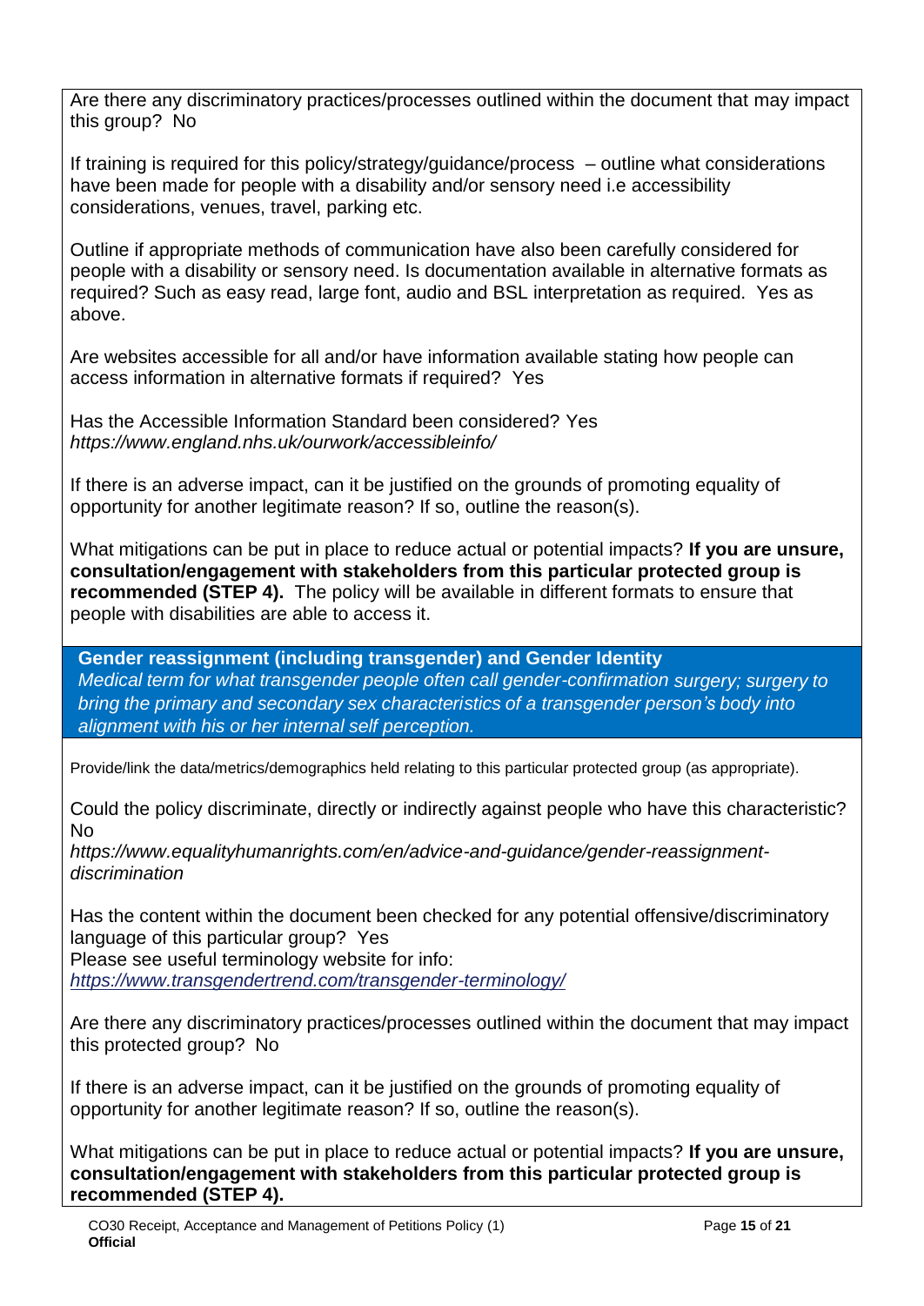Are there any discriminatory practices/processes outlined within the document that may impact this group? No

If training is required for this policy/strategy/guidance/process – outline what considerations have been made for people with a disability and/or sensory need i.e accessibility considerations, venues, travel, parking etc.

Outline if appropriate methods of communication have also been carefully considered for people with a disability or sensory need. Is documentation available in alternative formats as required? Such as easy read, large font, audio and BSL interpretation as required. Yes as above.

Are websites accessible for all and/or have information available stating how people can access information in alternative formats if required? Yes

Has the Accessible Information Standard been considered? Yes
*https://www.england.nhs.uk/ourwork/accessibleinfo/*

If there is an adverse impact, can it be justified on the grounds of promoting equality of opportunity for another legitimate reason? If so, outline the reason(s).

What mitigations can be put in place to reduce actual or potential impacts? **If you are unsure, consultation/engagement with stakeholders from this particular protected group is recommended (STEP 4).** The policy will be available in different formats to ensure that people with disabilities are able to access it.

## Gender reassignment (including transgender) and Gender Identity

*Medical term for what transgender people often call gender-confirmation surgery; surgery to bring the primary and secondary sex characteristics of a transgender person's body into alignment with his or her internal self perception.*

Provide/link the data/metrics/demographics held relating to this particular protected group (as appropriate).

Could the policy discriminate, directly or indirectly against people who have this characteristic? No
*https://www.equalityhumanrights.com/en/advice-and-guidance/gender-reassignment-discrimination*

Has the content within the document been checked for any potential offensive/discriminatory language of this particular group? Yes
Please see useful terminology website for info:
*https://www.transgendertrend.com/transgender-terminology/*

Are there any discriminatory practices/processes outlined within the document that may impact this protected group? No

If there is an adverse impact, can it be justified on the grounds of promoting equality of opportunity for another legitimate reason? If so, outline the reason(s).

What mitigations can be put in place to reduce actual or potential impacts? **If you are unsure, consultation/engagement with stakeholders from this particular protected group is recommended (STEP 4).**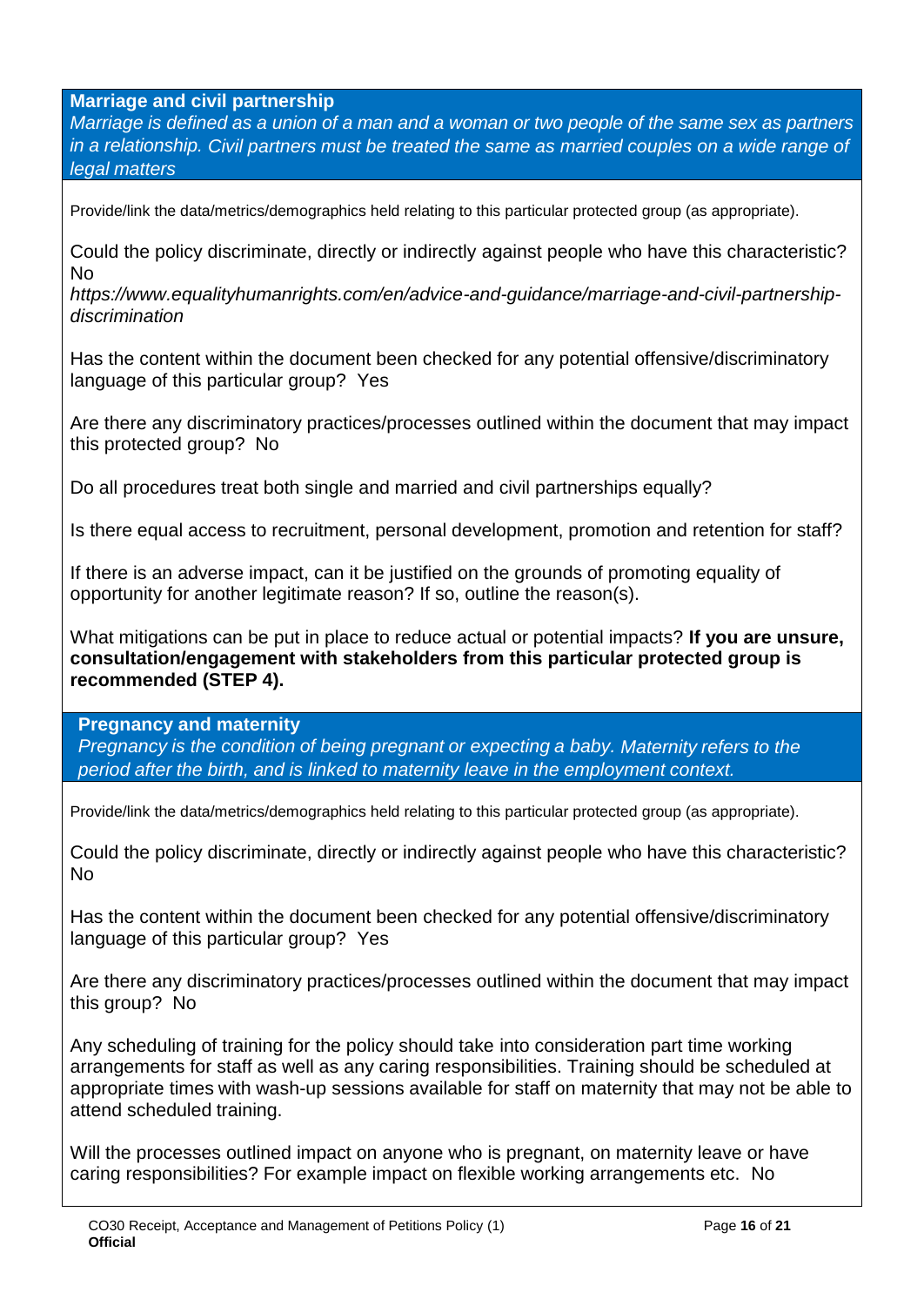### Marriage and civil partnership

*Marriage is defined as a union of a man and a woman or two people of the same sex as partners in a relationship. Civil partners must be treated the same as married couples on a wide range of legal matters*

Provide/link the data/metrics/demographics held relating to this particular protected group (as appropriate).

Could the policy discriminate, directly or indirectly against people who have this characteristic? No
*https://www.equalityhumanrights.com/en/advice-and-guidance/marriage-and-civil-partnership-discrimination*

Has the content within the document been checked for any potential offensive/discriminatory language of this particular group? Yes

Are there any discriminatory practices/processes outlined within the document that may impact this protected group? No

Do all procedures treat both single and married and civil partnerships equally?

Is there equal access to recruitment, personal development, promotion and retention for staff?

If there is an adverse impact, can it be justified on the grounds of promoting equality of opportunity for another legitimate reason? If so, outline the reason(s).

What mitigations can be put in place to reduce actual or potential impacts? **If you are unsure, consultation/engagement with stakeholders from this particular protected group is recommended (STEP 4).**

### Pregnancy and maternity

*Pregnancy is the condition of being pregnant or expecting a baby. Maternity refers to the period after the birth, and is linked to maternity leave in the employment context.*

Provide/link the data/metrics/demographics held relating to this particular protected group (as appropriate).

Could the policy discriminate, directly or indirectly against people who have this characteristic? No

Has the content within the document been checked for any potential offensive/discriminatory language of this particular group? Yes

Are there any discriminatory practices/processes outlined within the document that may impact this group? No

Any scheduling of training for the policy should take into consideration part time working arrangements for staff as well as any caring responsibilities. Training should be scheduled at appropriate times with wash-up sessions available for staff on maternity that may not be able to attend scheduled training.

Will the processes outlined impact on anyone who is pregnant, on maternity leave or have caring responsibilities? For example impact on flexible working arrangements etc. No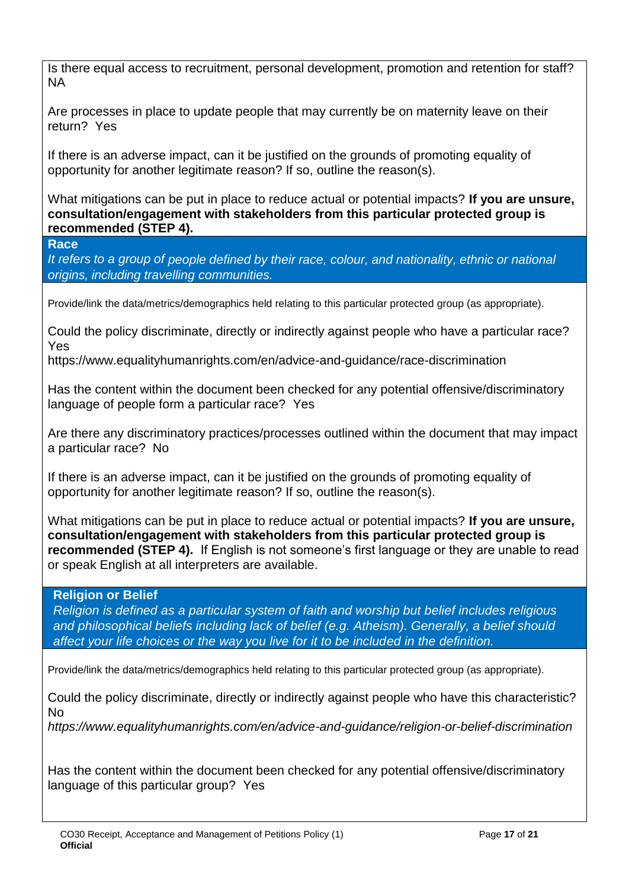Is there equal access to recruitment, personal development, promotion and retention for staff? NA

Are processes in place to update people that may currently be on maternity leave on their return? Yes

If there is an adverse impact, can it be justified on the grounds of promoting equality of opportunity for another legitimate reason? If so, outline the reason(s).

What mitigations can be put in place to reduce actual or potential impacts? **If you are unsure, consultation/engagement with stakeholders from this particular protected group is recommended (STEP 4).**

**Race**

*It refers to a group of people defined by their race, colour, and nationality, ethnic or national origins, including travelling communities.*

Provide/link the data/metrics/demographics held relating to this particular protected group (as appropriate).

Could the policy discriminate, directly or indirectly against people who have a particular race? Yes
https://www.equalityhumanrights.com/en/advice-and-guidance/race-discrimination

Has the content within the document been checked for any potential offensive/discriminatory language of people form a particular race? Yes

Are there any discriminatory practices/processes outlined within the document that may impact a particular race? No

If there is an adverse impact, can it be justified on the grounds of promoting equality of opportunity for another legitimate reason? If so, outline the reason(s).

What mitigations can be put in place to reduce actual or potential impacts? **If you are unsure, consultation/engagement with stakeholders from this particular protected group is recommended (STEP 4).** If English is not someone's first language or they are unable to read or speak English at all interpreters are available.

**Religion or Belief**

*Religion is defined as a particular system of faith and worship but belief includes religious and philosophical beliefs including lack of belief (e.g. Atheism). Generally, a belief should affect your life choices or the way you live for it to be included in the definition.*

Provide/link the data/metrics/demographics held relating to this particular protected group (as appropriate).

Could the policy discriminate, directly or indirectly against people who have this characteristic? No
*https://www.equalityhumanrights.com/en/advice-and-guidance/religion-or-belief-discrimination*

Has the content within the document been checked for any potential offensive/discriminatory language of this particular group? Yes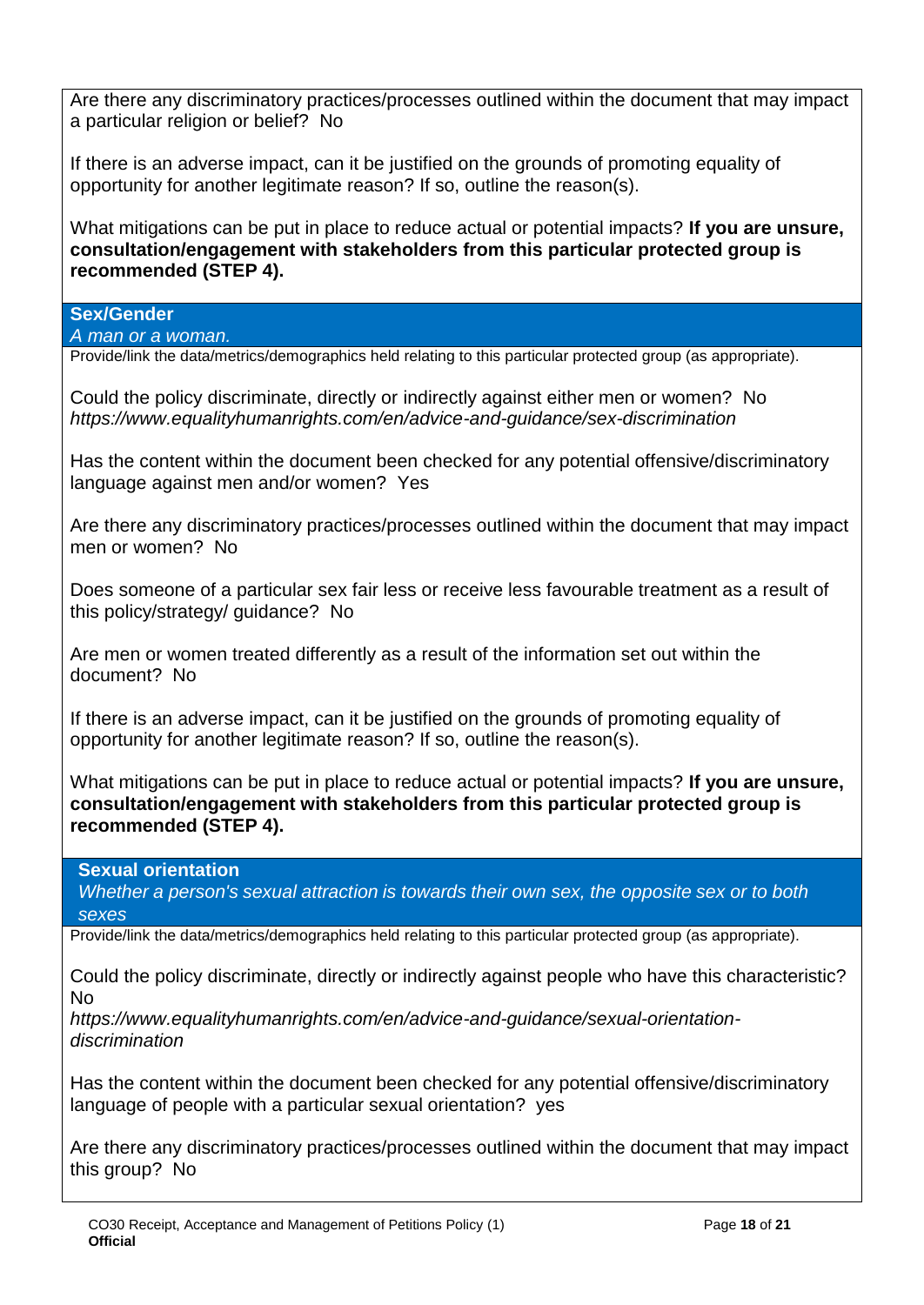Are there any discriminatory practices/processes outlined within the document that may impact a particular religion or belief? No

If there is an adverse impact, can it be justified on the grounds of promoting equality of opportunity for another legitimate reason? If so, outline the reason(s).

What mitigations can be put in place to reduce actual or potential impacts? **If you are unsure, consultation/engagement with stakeholders from this particular protected group is recommended (STEP 4).**

### Sex/Gender

*A man or a woman.*

Provide/link the data/metrics/demographics held relating to this particular protected group (as appropriate).

Could the policy discriminate, directly or indirectly against either men or women? No
*https://www.equalityhumanrights.com/en/advice-and-guidance/sex-discrimination*

Has the content within the document been checked for any potential offensive/discriminatory language against men and/or women? Yes

Are there any discriminatory practices/processes outlined within the document that may impact men or women? No

Does someone of a particular sex fair less or receive less favourable treatment as a result of this policy/strategy/ guidance? No

Are men or women treated differently as a result of the information set out within the document? No

If there is an adverse impact, can it be justified on the grounds of promoting equality of opportunity for another legitimate reason? If so, outline the reason(s).

What mitigations can be put in place to reduce actual or potential impacts? **If you are unsure, consultation/engagement with stakeholders from this particular protected group is recommended (STEP 4).**

### Sexual orientation

*Whether a person's sexual attraction is towards their own sex, the opposite sex or to both sexes*

Provide/link the data/metrics/demographics held relating to this particular protected group (as appropriate).

Could the policy discriminate, directly or indirectly against people who have this characteristic? No
*https://www.equalityhumanrights.com/en/advice-and-guidance/sexual-orientation-discrimination*

Has the content within the document been checked for any potential offensive/discriminatory language of people with a particular sexual orientation? yes

Are there any discriminatory practices/processes outlined within the document that may impact this group? No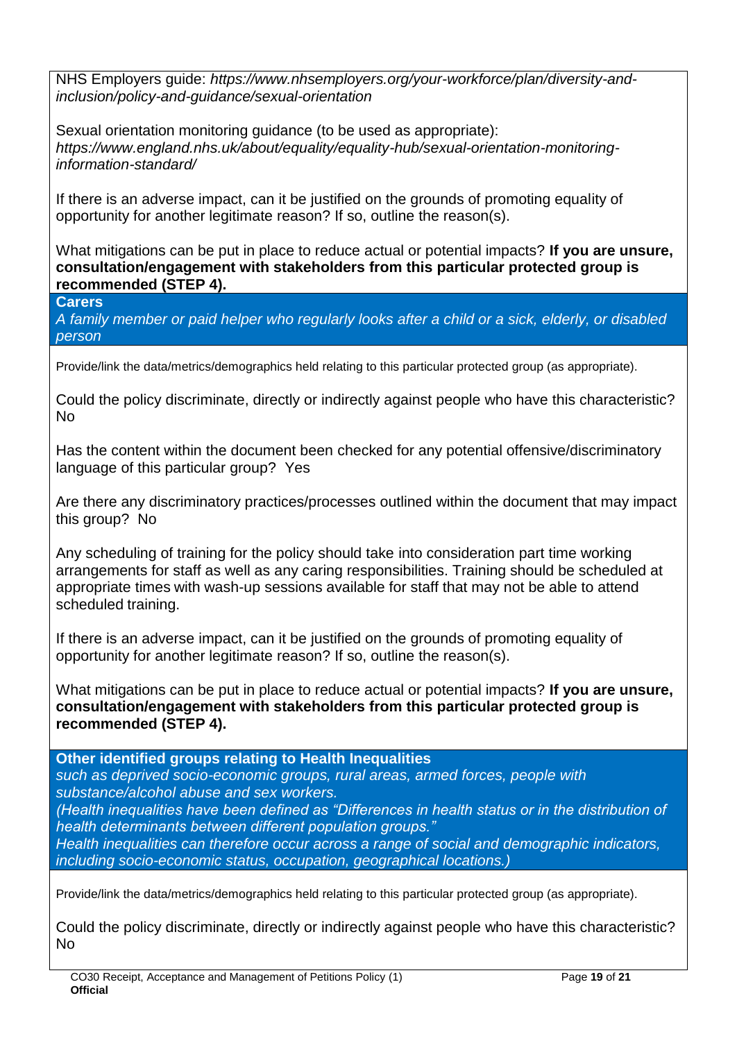NHS Employers guide: *https://www.nhsemployers.org/your-workforce/plan/diversity-and-inclusion/policy-and-guidance/sexual-orientation*

Sexual orientation monitoring guidance (to be used as appropriate): *https://www.england.nhs.uk/about/equality/equality-hub/sexual-orientation-monitoring-information-standard/*

If there is an adverse impact, can it be justified on the grounds of promoting equality of opportunity for another legitimate reason? If so, outline the reason(s).

What mitigations can be put in place to reduce actual or potential impacts? **If you are unsure, consultation/engagement with stakeholders from this particular protected group is recommended (STEP 4).**

**Carers**

*A family member or paid helper who regularly looks after a child or a sick, elderly, or disabled person*

Provide/link the data/metrics/demographics held relating to this particular protected group (as appropriate).

Could the policy discriminate, directly or indirectly against people who have this characteristic? No

Has the content within the document been checked for any potential offensive/discriminatory language of this particular group? Yes

Are there any discriminatory practices/processes outlined within the document that may impact this group? No

Any scheduling of training for the policy should take into consideration part time working arrangements for staff as well as any caring responsibilities. Training should be scheduled at appropriate times with wash-up sessions available for staff that may not be able to attend scheduled training.

If there is an adverse impact, can it be justified on the grounds of promoting equality of opportunity for another legitimate reason? If so, outline the reason(s).

What mitigations can be put in place to reduce actual or potential impacts? **If you are unsure, consultation/engagement with stakeholders from this particular protected group is recommended (STEP 4).**

**Other identified groups relating to Health Inequalities**

*such as deprived socio-economic groups, rural areas, armed forces, people with substance/alcohol abuse and sex workers.*

*(Health inequalities have been defined as "Differences in health status or in the distribution of health determinants between different population groups."*

*Health inequalities can therefore occur across a range of social and demographic indicators, including socio-economic status, occupation, geographical locations.)*

Provide/link the data/metrics/demographics held relating to this particular protected group (as appropriate).

Could the policy discriminate, directly or indirectly against people who have this characteristic? No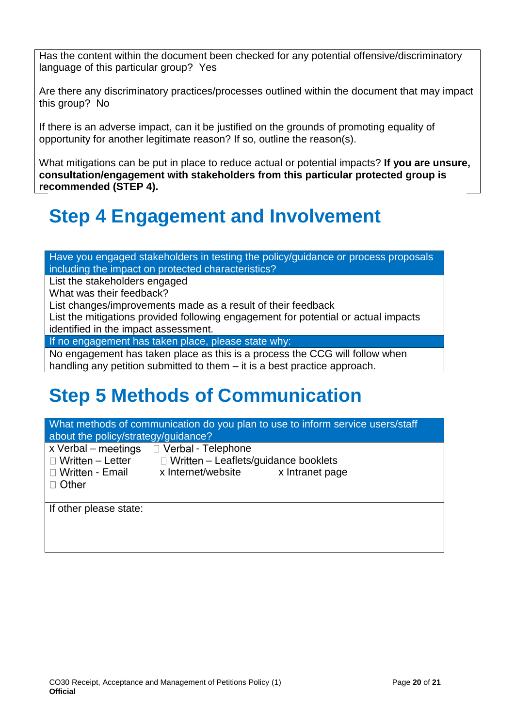Has the content within the document been checked for any potential offensive/discriminatory language of this particular group? Yes

Are there any discriminatory practices/processes outlined within the document that may impact this group? No

If there is an adverse impact, can it be justified on the grounds of promoting equality of opportunity for another legitimate reason? If so, outline the reason(s).

What mitigations can be put in place to reduce actual or potential impacts? **If you are unsure, consultation/engagement with stakeholders from this particular protected group is recommended (STEP 4).**

# Step 4 Engagement and Involvement

| Have you engaged stakeholders in testing the policy/guidance or process proposals including the impact on protected characteristics? |
|---|
| List the stakeholders engaged<br>What was their feedback?<br>List changes/improvements made as a result of their feedback<br>List the mitigations provided following engagement for potential or actual impacts identified in the impact assessment. |
| If no engagement has taken place, please state why: |
| No engagement has taken place as this is a process the CCG will follow when handling any petition submitted to them – it is a best practice approach. |

# Step 5 Methods of Communication

| What methods of communication do you plan to use to inform service users/staff about the policy/strategy/guidance? |
|---|
| x Verbal – meetings ☐ Verbal - Telephone<br>☐ Written – Letter ☐ Written – Leaflets/guidance booklets<br>☐ Written - Email x Internet/website x Intranet page<br>☐ Other |
| If other please state: |

**Official**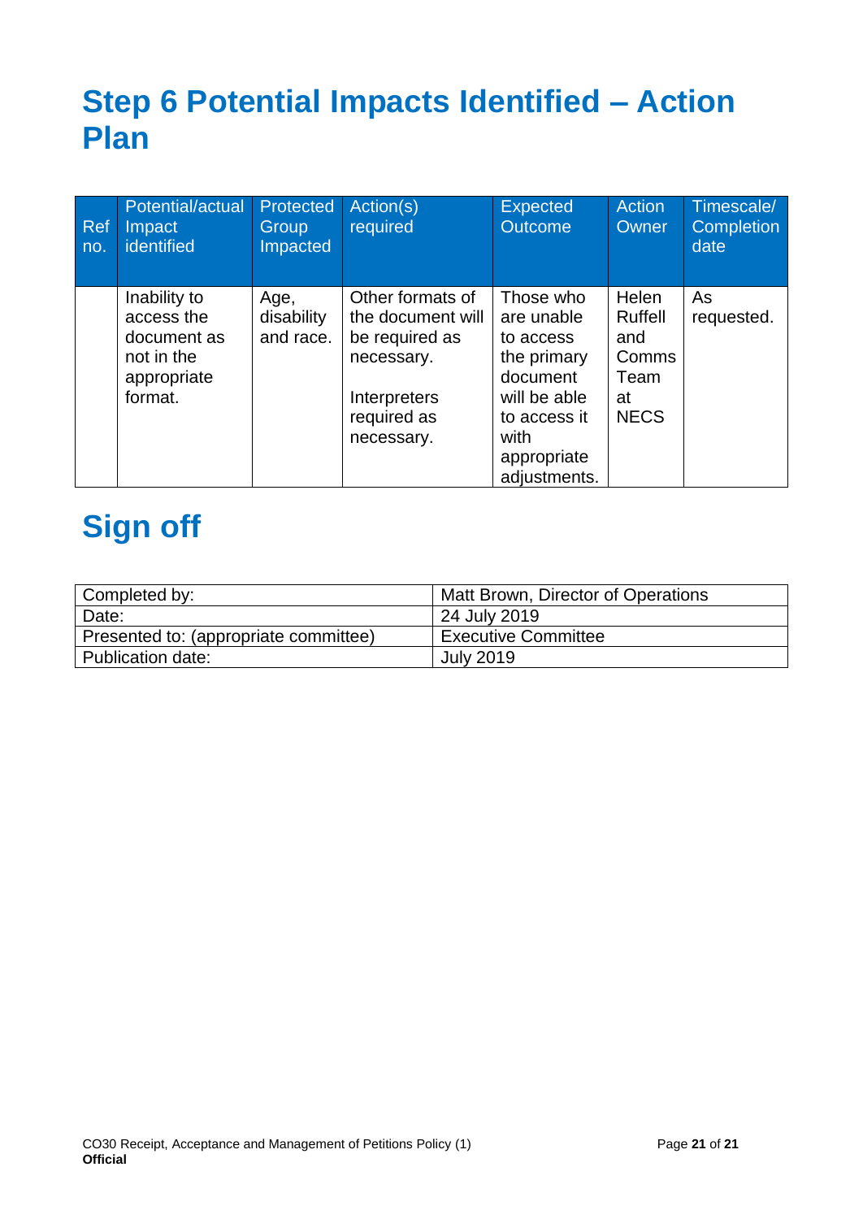# Step 6 Potential Impacts Identified – Action Plan

| Ref no. | Potential/actual Impact identified | Protected Group Impacted | Action(s) required | Expected Outcome | Action Owner | Timescale/ Completion date |
|---|---|---|---|---|---|---|
| | Inability to access the document as not in the appropriate format. | Age, disability and race. | Other formats of the document will be required as necessary.<br><br>Interpreters required as necessary. | Those who are unable to access the primary document will be able to access it with appropriate adjustments. | Helen Ruffell and Comms Team at NECS | As requested. |

# Sign off

| | |
|---|---|
| Completed by: | Matt Brown, Director of Operations |
| Date: | 24 July 2019 |
| Presented to: (appropriate committee) | Executive Committee |
| Publication date: | July 2019 |